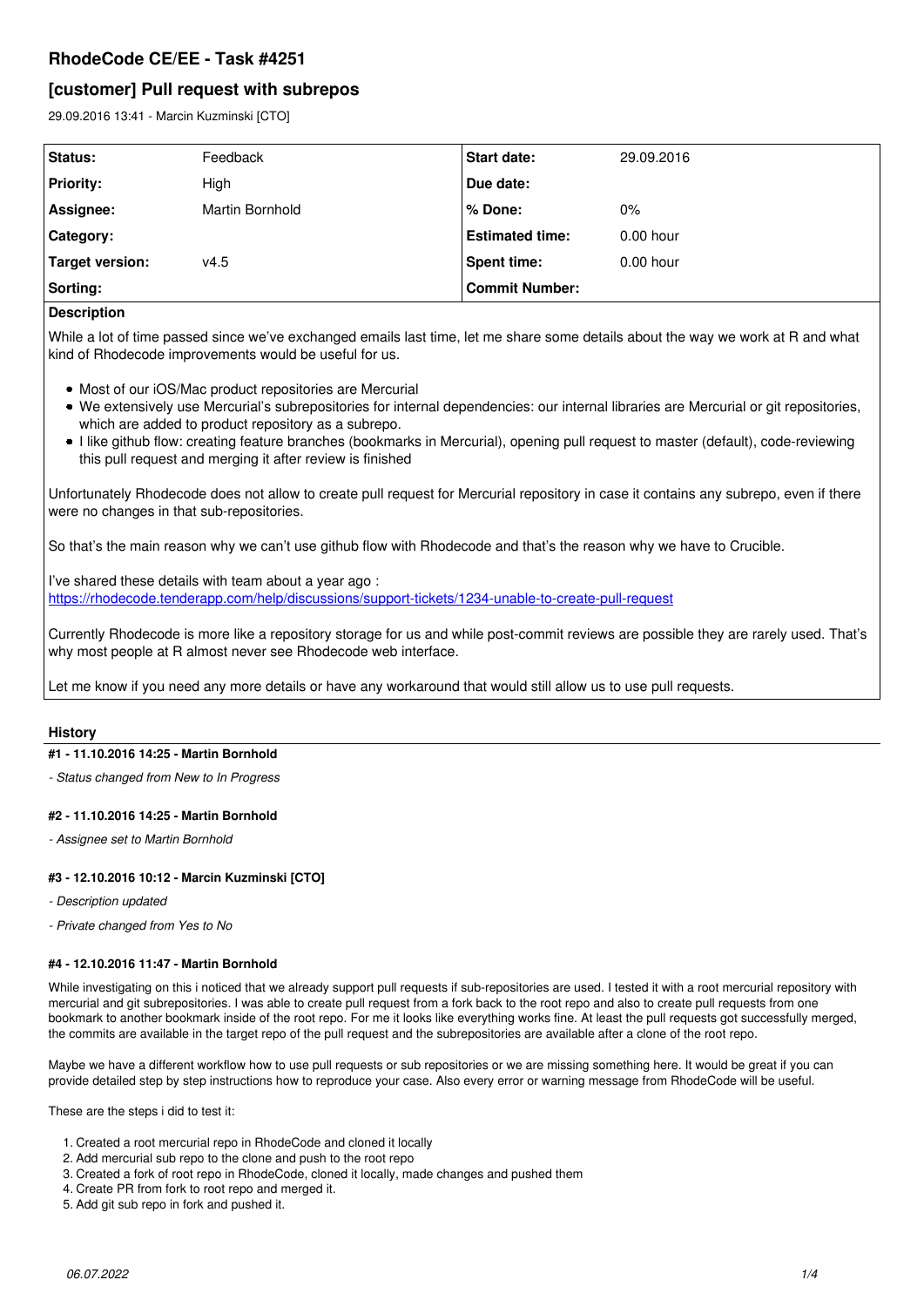# RhodeCode CE/EE - Task #4251

## [customer] Pull request with subrepos

29.09.2016 13:41 - Marcin Kuzminski [CTO]

| Status: | Feedback | Start date: | 29.09.2016 |
|---|---|---|---|
| Priority: | High | Due date: | |
| Assignee: | Martin Bornhold | % Done: | 0% |
| Category: | | Estimated time: | 0.00 hour |
| Target version: | v4.5 | Spent time: | 0.00 hour |
| Sorting: | | Commit Number: | |

**Description**

While a lot of time passed since we've exchanged emails last time, let me share some details about the way we work at R and what kind of Rhodecode improvements would be useful for us.

- Most of our iOS/Mac product repositories are Mercurial
- We extensively use Mercurial's subrepositories for internal dependencies: our internal libraries are Mercurial or git repositories, which are added to product repository as a subrepo.
- I like github flow: creating feature branches (bookmarks in Mercurial), opening pull request to master (default), code-reviewing this pull request and merging it after review is finished

Unfortunately Rhodecode does not allow to create pull request for Mercurial repository in case it contains any subrepo, even if there were no changes in that sub-repositories.

So that's the main reason why we can't use github flow with Rhodecode and that's the reason why we have to Crucible.

I've shared these details with team about a year ago :
https://rhodecode.tenderapp.com/help/discussions/support-tickets/1234-unable-to-create-pull-request

Currently Rhodecode is more like a repository storage for us and while post-commit reviews are possible they are rarely used. That's why most people at R almost never see Rhodecode web interface.

Let me know if you need any more details or have any workaround that would still allow us to use pull requests.

## History

#### #1 - 11.10.2016 14:25 - Martin Bornhold

*- Status changed from New to In Progress*

#### #2 - 11.10.2016 14:25 - Martin Bornhold

*- Assignee set to Martin Bornhold*

#### #3 - 12.10.2016 10:12 - Marcin Kuzminski [CTO]

*- Description updated*

*- Private changed from Yes to No*

#### #4 - 12.10.2016 11:47 - Martin Bornhold

While investigating on this i noticed that we already support pull requests if sub-repositories are used. I tested it with a root mercurial repository with mercurial and git subrepositories. I was able to create pull request from a fork back to the root repo and also to create pull requests from one bookmark to another bookmark inside of the root repo. For me it looks like everything works fine. At least the pull requests got successfully merged, the commits are available in the target repo of the pull request and the subrepositories are available after a clone of the root repo.

Maybe we have a different workflow how to use pull requests or sub repositories or we are missing something here. It would be great if you can provide detailed step by step instructions how to reproduce your case. Also every error or warning message from RhodeCode will be useful.

These are the steps i did to test it:

1. Created a root mercurial repo in RhodeCode and cloned it locally
2. Add mercurial sub repo to the clone and push to the root repo
3. Created a fork of root repo in RhodeCode, cloned it locally, made changes and pushed them
4. Create PR from fork to root repo and merged it.
5. Add git sub repo in fork and pushed it.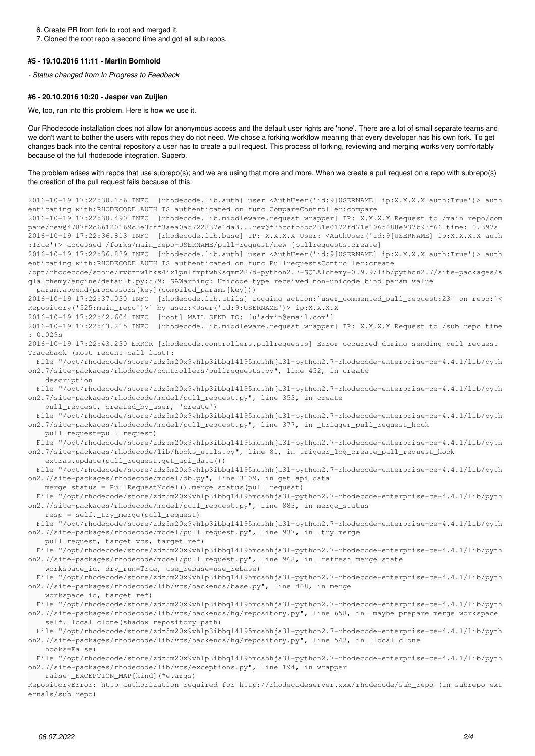6. Create PR from fork to root and merged it.
7. Cloned the root repo a second time and got all sub repos.

#### #5 - 19.10.2016 11:11 - Martin Bornhold

*- Status changed from In Progress to Feedback*

#### #6 - 20.10.2016 10:20 - Jasper van Zuijlen

We, too, run into this problem. Here is how we use it.

Our Rhodecode installation does not allow for anonymous access and the default user rights are 'none'. There are a lot of small separate teams and we don't want to bother the users with repos they do not need. We chose a forking workflow meaning that every developer has his own fork. To get changes back into the central repository a user has to create a pull request. This process of forking, reviewing and merging works very comfortably because of the full rhodecode integration. Superb.

The problem arises with repos that use subrepo(s); and we are using that more and more. When we create a pull request on a repo with subrepo(s) the creation of the pull request fails because of this:

```
2016-10-19 17:22:30.156 INFO  [rhodecode.lib.auth] user <AuthUser('id:9[USERNAME] ip:X.X.X.X auth:True')> auth
enticating with:RHODECODE_AUTH IS authenticated on func CompareController:compare
2016-10-19 17:22:30.490 INFO  [rhodecode.lib.middleware.request_wrapper] IP: X.X.X.X Request to /main_repo/com
pare/rev@4787f2c66120169c3e35ff3aea0a5722837e1da3...rev@f35ccfb5bc231e0172fd71e1065088e937b93f66 time: 0.397s
2016-10-19 17:22:36.813 INFO  [rhodecode.lib.base] IP: X.X.X.X User: <AuthUser('id:9[USERNAME] ip:X.X.X.X auth
:True')> accessed /forks/main_repo-USERNAME/pull-request/new [pullrequests.create]
2016-10-19 17:22:36.839 INFO  [rhodecode.lib.auth] user <AuthUser('id:9[USERNAME] ip:X.X.X.X auth:True')> auth
enticating with:RHODECODE_AUTH IS authenticated on func PullrequestsController:create
/opt/rhodecode/store/rvbznw1hks4ix1pnlfmpfwh9sqmm287d-python2.7-SQLAlchemy-0.9.9/lib/python2.7/site-packages/s
qlalchemy/engine/default.py:579: SAWarning: Unicode type received non-unicode bind param value
  param.append(processors[key](compiled_params[key]))
2016-10-19 17:22:37.030 INFO  [rhodecode.lib.utils] Logging action:`user_commented_pull_request:23` on repo:`<
Repository('525:main_repo')>` by user:<User('id:9:USERNAME')> ip:X.X.X.X
2016-10-19 17:22:42.604 INFO  [root] MAIL SEND TO: [u'admin@email.com']
2016-10-19 17:22:43.215 INFO  [rhodecode.lib.middleware.request_wrapper] IP: X.X.X.X Request to /sub_repo time
: 0.029s
2016-10-19 17:22:43.230 ERROR [rhodecode.controllers.pullrequests] Error occurred during sending pull request
Traceback (most recent call last):
  File "/opt/rhodecode/store/zdz5m20x9vhlp3ibbq14l95mcshhja3l-python2.7-rhodecode-enterprise-ce-4.4.1/lib/pyth
on2.7/site-packages/rhodecode/controllers/pullrequests.py", line 452, in create
    description
  File "/opt/rhodecode/store/zdz5m20x9vhlp3ibbq14l95mcshhja3l-python2.7-rhodecode-enterprise-ce-4.4.1/lib/pyth
on2.7/site-packages/rhodecode/model/pull_request.py", line 353, in create
    pull_request, created_by_user, 'create')
  File "/opt/rhodecode/store/zdz5m20x9vhlp3ibbq14l95mcshhja3l-python2.7-rhodecode-enterprise-ce-4.4.1/lib/pyth
on2.7/site-packages/rhodecode/model/pull_request.py", line 377, in _trigger_pull_request_hook
    pull_request=pull_request)
  File "/opt/rhodecode/store/zdz5m20x9vhlp3ibbq14l95mcshhja3l-python2.7-rhodecode-enterprise-ce-4.4.1/lib/pyth
on2.7/site-packages/rhodecode/lib/hooks_utils.py", line 81, in trigger_log_create_pull_request_hook
    extras.update(pull_request.get_api_data())
  File "/opt/rhodecode/store/zdz5m20x9vhlp3ibbq14l95mcshhja3l-python2.7-rhodecode-enterprise-ce-4.4.1/lib/pyth
on2.7/site-packages/rhodecode/model/db.py", line 3109, in get_api_data
    merge_status = PullRequestModel().merge_status(pull_request)
  File "/opt/rhodecode/store/zdz5m20x9vhlp3ibbq14l95mcshhja3l-python2.7-rhodecode-enterprise-ce-4.4.1/lib/pyth
on2.7/site-packages/rhodecode/model/pull_request.py", line 883, in merge_status
    resp = self._try_merge(pull_request)
  File "/opt/rhodecode/store/zdz5m20x9vhlp3ibbq14l95mcshhja3l-python2.7-rhodecode-enterprise-ce-4.4.1/lib/pyth
on2.7/site-packages/rhodecode/model/pull_request.py", line 937, in _try_merge
    pull_request, target_vcs, target_ref)
  File "/opt/rhodecode/store/zdz5m20x9vhlp3ibbq14l95mcshhja3l-python2.7-rhodecode-enterprise-ce-4.4.1/lib/pyth
on2.7/site-packages/rhodecode/model/pull_request.py", line 968, in _refresh_merge_state
    workspace_id, dry_run=True, use_rebase=use_rebase)
  File "/opt/rhodecode/store/zdz5m20x9vhlp3ibbq14l95mcshhja3l-python2.7-rhodecode-enterprise-ce-4.4.1/lib/pyth
on2.7/site-packages/rhodecode/lib/vcs/backends/base.py", line 408, in merge
    workspace_id, target_ref)
  File "/opt/rhodecode/store/zdz5m20x9vhlp3ibbq14l95mcshhja3l-python2.7-rhodecode-enterprise-ce-4.4.1/lib/pyth
on2.7/site-packages/rhodecode/lib/vcs/backends/hg/repository.py", line 658, in _maybe_prepare_merge_workspace
    self._local_clone(shadow_repository_path)
  File "/opt/rhodecode/store/zdz5m20x9vhlp3ibbq14l95mcshhja3l-python2.7-rhodecode-enterprise-ce-4.4.1/lib/pyth
on2.7/site-packages/rhodecode/lib/vcs/backends/hg/repository.py", line 543, in _local_clone
    hooks=False)
  File "/opt/rhodecode/store/zdz5m20x9vhlp3ibbq14l95mcshhja3l-python2.7-rhodecode-enterprise-ce-4.4.1/lib/pyth
on2.7/site-packages/rhodecode/lib/vcs/exceptions.py", line 194, in wrapper
    raise _EXCEPTION_MAP[kind](*e.args)
RepositoryError: http authorization required for http://rhodecodeserver.xxx/rhodecode/sub_repo (in subrepo ext
ernals/sub_repo)
```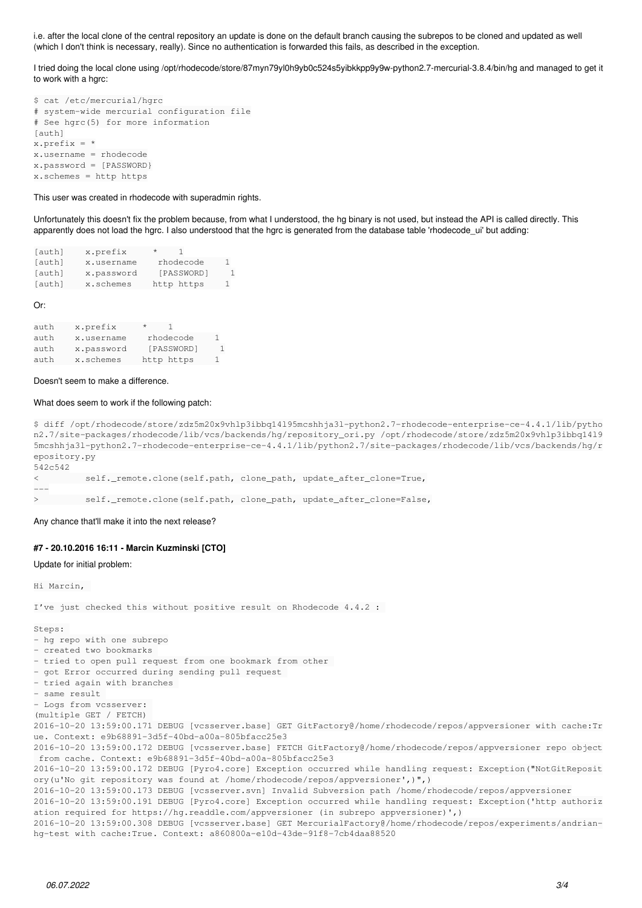i.e. after the local clone of the central repository an update is done on the default branch causing the subrepos to be cloned and updated as well (which I don't think is necessary, really). Since no authentication is forwarded this fails, as described in the exception.

I tried doing the local clone using /opt/rhodecode/store/87myn79yl0h9yb0c524s5yibkkpp9y9w-python2.7-mercurial-3.8.4/bin/hg and managed to get it to work with a hgrc:

```
$ cat /etc/mercurial/hgrc
# system-wide mercurial configuration file
# See hgrc(5) for more information
[auth]
x.prefix = *
x.username = rhodecode
x.password = [PASSWORD}
x.schemes = http https
```

This user was created in rhodecode with superadmin rights.

Unfortunately this doesn't fix the problem because, from what I understood, the hg binary is not used, but instead the API is called directly. This apparently does not load the hgrc. I also understood that the hgrc is generated from the database table 'rhodecode_ui' but adding:

```
[auth]    x.prefix     *    1
[auth]    x.username    rhodecode    1
[auth]    x.password    [PASSWORD]    1
[auth]    x.schemes    http https    1
```

Or:

```
auth    x.prefix     *    1
auth    x.username    rhodecode    1
auth    x.password    [PASSWORD]    1
auth    x.schemes    http https    1
```

Doesn't seem to make a difference.

What does seem to work if the following patch:

```
$ diff /opt/rhodecode/store/zdz5m20x9vhlp3ibbq14l95mcshhja3l-python2.7-rhodecode-enterprise-ce-4.4.1/lib/python2.7/site-packages/rhodecode/lib/vcs/backends/hg/repository_ori.py /opt/rhodecode/store/zdz5m20x9vhlp3ibbq14l95mcshhja3l-python2.7-rhodecode-enterprise-ce-4.4.1/lib/python2.7/site-packages/rhodecode/lib/vcs/backends/hg/repository.py
542c542
<         self._remote.clone(self.path, clone_path, update_after_clone=True,
---
>         self._remote.clone(self.path, clone_path, update_after_clone=False,
```

Any chance that'll make it into the next release?

#### #7 - 20.10.2016 16:11 - Marcin Kuzminski [CTO]

Update for initial problem:

```
Hi Marcin,

I've just checked this without positive result on Rhodecode 4.4.2 :

Steps:
- hg repo with one subrepo
- created two bookmarks
- tried to open pull request from one bookmark from other
- got Error occurred during sending pull request
- tried again with branches
- same result
- Logs from vcsserver:
(multiple GET / FETCH)
2016-10-20 13:59:00.171 DEBUG [vcsserver.base] GET GitFactory@/home/rhodecode/repos/appversioner with cache:True. Context: e9b68891-3d5f-40bd-a00a-805bfacc25e3
2016-10-20 13:59:00.172 DEBUG [vcsserver.base] FETCH GitFactory@/home/rhodecode/repos/appversioner repo object from cache. Context: e9b68891-3d5f-40bd-a00a-805bfacc25e3
2016-10-20 13:59:00.172 DEBUG [Pyro4.core] Exception occurred while handling request: Exception("NotGitRepository(u'No git repository was found at /home/rhodecode/repos/appversioner',)",)
2016-10-20 13:59:00.173 DEBUG [vcsserver.svn] Invalid Subversion path /home/rhodecode/repos/appversioner
2016-10-20 13:59:00.191 DEBUG [Pyro4.core] Exception occurred while handling request: Exception('http authorization required for https://hg.readdle.com/appversioner (in subrepo appversioner)',)
2016-10-20 13:59:00.308 DEBUG [vcsserver.base] GET MercurialFactory@/home/rhodecode/repos/experiments/andrian-hg-test with cache:True. Context: a860800a-e10d-43de-91f8-7cb4daa88520
```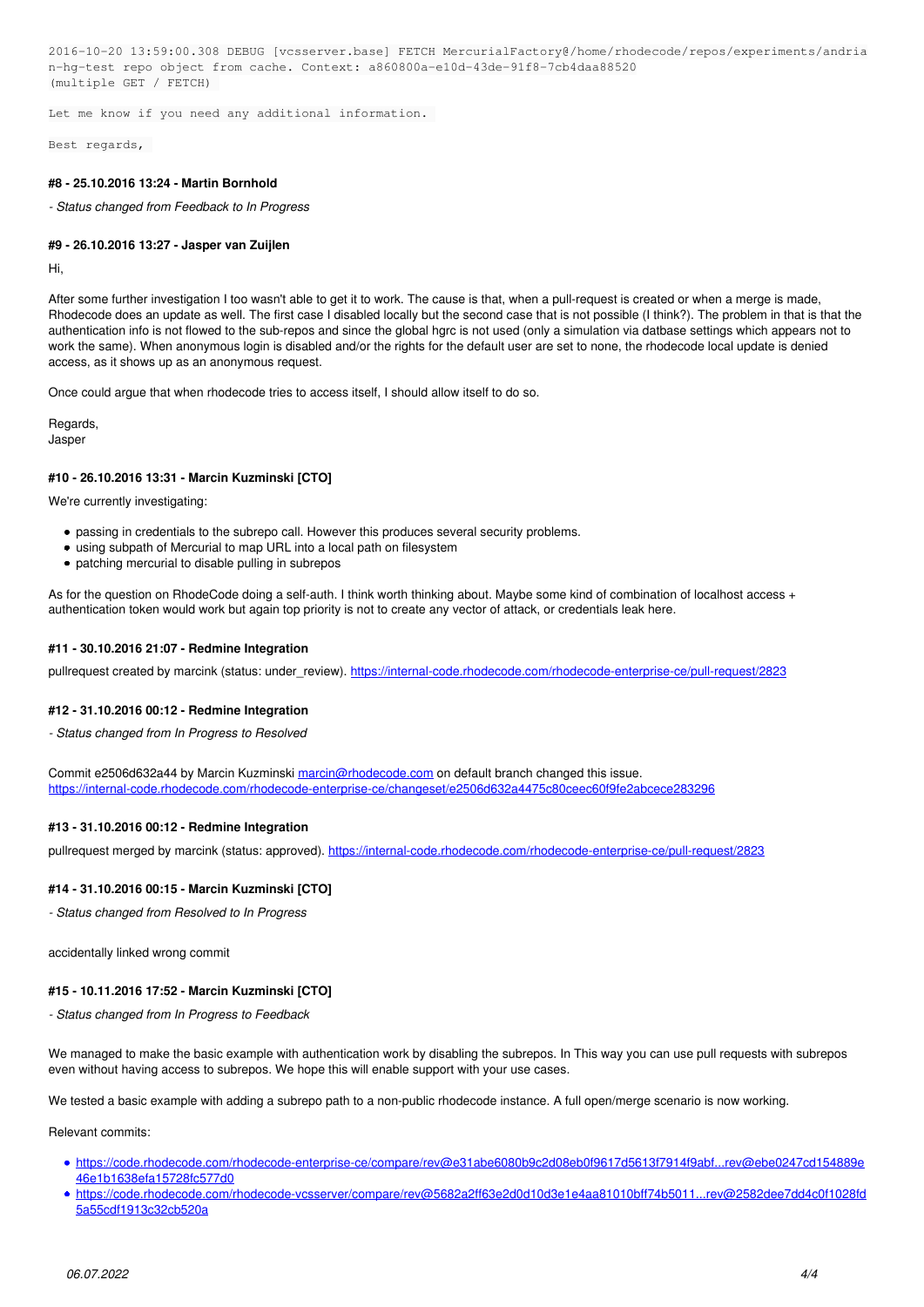```
2016-10-20 13:59:00.308 DEBUG [vcsserver.base] FETCH MercurialFactory@/home/rhodecode/repos/experiments/andrian-hg-test repo object from cache. Context: a860800a-e10d-43de-91f8-7cb4daa88520
(multiple GET / FETCH)

Let me know if you need any additional information.

Best regards,
```

#### #8 - 25.10.2016 13:24 - Martin Bornhold

*- Status changed from Feedback to In Progress*

#### #9 - 26.10.2016 13:27 - Jasper van Zuijlen

Hi,

After some further investigation I too wasn't able to get it to work. The cause is that, when a pull-request is created or when a merge is made, Rhodecode does an update as well. The first case I disabled locally but the second case that is not possible (I think?). The problem in that is that the authentication info is not flowed to the sub-repos and since the global hgrc is not used (only a simulation via datbase settings which appears not to work the same). When anonymous login is disabled and/or the rights for the default user are set to none, the rhodecode local update is denied access, as it shows up as an anonymous request.

Once could argue that when rhodecode tries to access itself, I should allow itself to do so.

Regards,
Jasper

#### #10 - 26.10.2016 13:31 - Marcin Kuzminski [CTO]

We're currently investigating:

- passing in credentials to the subrepo call. However this produces several security problems.
- using subpath of Mercurial to map URL into a local path on filesystem
- patching mercurial to disable pulling in subrepos

As for the question on RhodeCode doing a self-auth. I think worth thinking about. Maybe some kind of combination of localhost access + authentication token would work but again top priority is not to create any vector of attack, or credentials leak here.

#### #11 - 30.10.2016 21:07 - Redmine Integration

pullrequest created by marcink (status: under_review). https://internal-code.rhodecode.com/rhodecode-enterprise-ce/pull-request/2823

#### #12 - 31.10.2016 00:12 - Redmine Integration

*- Status changed from In Progress to Resolved*

Commit e2506d632a44 by Marcin Kuzminski marcin@rhodecode.com on default branch changed this issue.
https://internal-code.rhodecode.com/rhodecode-enterprise-ce/changeset/e2506d632a4475c80ceec60f9fe2abcece283296

#### #13 - 31.10.2016 00:12 - Redmine Integration

pullrequest merged by marcink (status: approved). https://internal-code.rhodecode.com/rhodecode-enterprise-ce/pull-request/2823

#### #14 - 31.10.2016 00:15 - Marcin Kuzminski [CTO]

*- Status changed from Resolved to In Progress*

accidentally linked wrong commit

#### #15 - 10.11.2016 17:52 - Marcin Kuzminski [CTO]

*- Status changed from In Progress to Feedback*

We managed to make the basic example with authentication work by disabling the subrepos. In This way you can use pull requests with subrepos even without having access to subrepos. We hope this will enable support with your use cases.

We tested a basic example with adding a subrepo path to a non-public rhodecode instance. A full open/merge scenario is now working.

Relevant commits:

- https://code.rhodecode.com/rhodecode-enterprise-ce/compare/rev@e31abe6080b9c2d08eb0f9617d5613f7914f9abf...rev@ebe0247cd154889e46e1b1638efa15728fc577d0
- https://code.rhodecode.com/rhodecode-vcsserver/compare/rev@5682a2ff63e2d0d10d3e1e4aa81010bff74b5011...rev@2582dee7dd4c0f1028fd5a55cdf1913c32cb520a